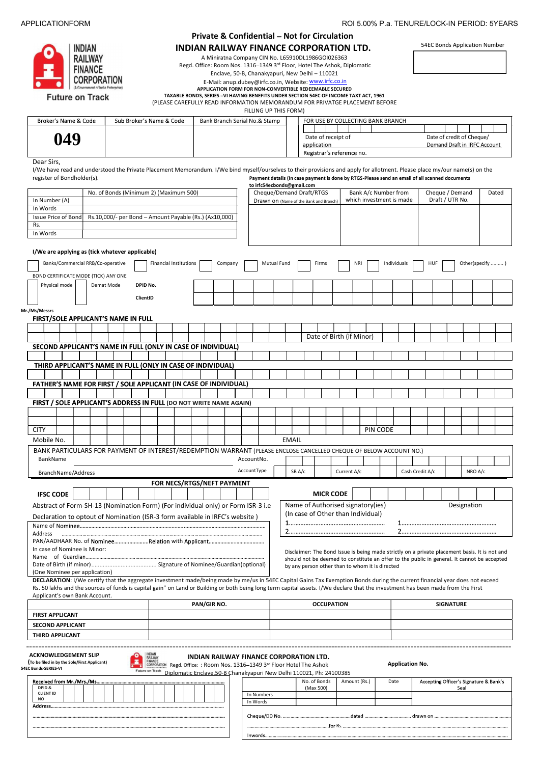APPLICATIONFORM

ROI 5.00% P.a. TENURE/LOCK-IN PERIOD: 5YEARS

INDIAN RAILWAY FINANCE CORPORATION (A Government of India Enterprise)

Future on Track

**Private & Confidential – Not for Circulation**

## INDIAN RAILWAY FINANCE CORPORATION LTD.

A Miniratna Company CIN No. L65910DL1986GOI026363
Regd. Office: Room Nos. 1316–1349 3rd Floor, Hotel The Ashok, Diplomatic Enclave, 50-B, Chanakyapuri, New Delhi – 110021
E-Mail: anup.dubey@irfc.co.in, Website: www.irfc.co.in

**APPLICATION FORM FOR NON-CONVERTIBLE REDEEMABLE SECURED TAXABLE BONDS, SERIES –VI HAVING BENEFITS UNDER SECTION 54EC OF INCOME TAXT ACT, 1961**

(PLEASE CAREFULLY READ INFORMATION MEMORANDUM FOR PRIVATGE PLACEMENT BEFORE FILLING UP THIS FORM)

54EC Bonds Application Number

| Broker's Name & Code | Sub Broker's Name & Code | Bank Branch Serial No.& Stamp | FOR USE BY COLLECTING BANK BRANCH |
|---|---|---|---|
| **049** | | | Date of receipt of application / Date of credit of Cheque/ Demand Draft in IRFC Account / Registrar's reference no. |

Dear Sirs,

I/We have read and understood the Private Placement Memorandum. I/We bind myself/ourselves to their provisions and apply for allotment. Please place my/our name(s) on the register of Bondholder(s).

**Payment details (In case payment is done by RTGS-Please send an email of all scanned documents to irfc54ecbonds@gmail.com**

| | No. of Bonds (Minimum 2) (Maximum 500) |
|---|---|
| In Number (A) | |
| In Words | |
| Issue Price of Bond | Rs.10,000/- per Bond – Amount Payable (Rs.) (Ax10,000) |
| Rs. | |
| In Words | |

| Cheque/Demand Draft/RTGS Drawn on (Name of the Bank and Branch) | Bank A/c Number from which investment is made | Cheque / Demand Draft / UTR No. | Dated |
|---|---|---|---|
| | | | |

**I/We are applying as (tick whatever applicable)**

☐ Banks/Commercial RRB/Co-operative ☐ Financial Institutions ☐ Company ☐ Mutual Fund ☐ Firms ☐ NRI ☐ Individuals ☐ HUF ☐ Other(specify ......... )

BOND CERTIFICATE MODE (TICK) ANY ONE

☐ Physical mode ☐ Demat Mode **DPID No.** **ClientID**

Mr./Ms/Messrs

**FIRST/SOLE APPLICANT'S NAME IN FULL**

Date of Birth (if Minor)

**SECOND APPLICANT'S NAME IN FULL (ONLY IN CASE OF INDIVIDUAL)**

**THIRD APPLICANT'S NAME IN FULL (ONLY IN CASE OF INDIVIDUAL)**

**FATHER'S NAME FOR FIRST / SOLE APPLICANT (IN CASE OF INDIVIDUAL)**

**FIRST / SOLE APPLICANT'S ADDRESS IN FULL (DO NOT WRITE NAME AGAIN)**

CITY PIN CODE

Mobile No. EMAIL

BANK PARTICULARS FOR PAYMENT OF INTEREST/REDEMPTION WARRANT (PLEASE ENCLOSE CANCELLED CHEQUE OF BELOW ACCOUNT NO.)

BankName AccountNo.

BranchName/Address AccountType ☐ SB A/c ☐ Current A/c ☐ Cash Credit A/c ☐ NRO A/c

**FOR NECS/RTGS/NEFT PAYMENT**

**IFSC CODE** **MICR CODE**

Abstract of Form-SH-13 (Nomination Form) (for individual only) or Form ISR-3 i.e

Declaration to optout of Nomination (ISR-3 form available in IRFC's website )

Name of Nominee.................................................................................................

Address ...............................................................................................................

PAN/AADHAAR No. of Nominee......................Relation with Applicant.....................................

In case of Nominee is Minor:

Name of Guardian..............................................................................................

Date of Birth (if minor)........................................ Signature of Nominee/Guardian(optional)

(One Nominee per application)

Name of Authorised signatory(ies) (In case of Other than Individual) — Designation

1.......................................................... 1..........................................................

2.......................................................... 2..........................................................

Disclaimer: The Bond Issue is being made strictly on a private placement basis. It is not and should not be deemed to constitute an offer to the public in general. It cannot be accepted by any person other than to whom it is directed

**DECLARATION**: I/We certify that the aggregate investment made/being made by me/us in 54EC Capital Gains Tax Exemption Bonds during the current financial year does not exceed Rs. 50 lakhs and the sources of funds is capital gain" on Land or Building or both being long term capital assets. I/We declare that the investment has been made from the First Applicant's own Bank Account.

| | PAN/GIR NO. | OCCUPATION | SIGNATURE |
|---|---|---|---|
| **FIRST APPLICANT** | | | |
| **SECOND APPLICANT** | | | |
| **THIRD APPLICANT** | | | |

---

**ACKNOWLEDGEMENT SLIP**

(To be filed in by the Sole/First Applicant)

54EC Bonds-SERIES-VI

**INDIAN RAILWAY FINANCE CORPORATION LTD.**

Regd. Office: : Room Nos. 1316–1349 3rd Floor Hotel The Ashok Diplomatic Enclave,50-B Chanakyapuri New Delhi 110021, Ph: 24100385

**Application No.**

Received from Mr./Mrs./Ms...............................................................

DPID & CLIENT ID NO

Address.......................................................................................

| | No. of Bonds (Max 500) | Amount (Rs.) | Date | Accepting Officer's Signature & Bank's Seal |
|---|---|---|---|---|
| In Numbers | | | | |
| In Words | | | | |

Cheque/DD No. ..........................................................dated ...................................... drawn on ...............................................
..........................................................................for Rs.............................................................................................................
Inwords...........................................................................................................................................................................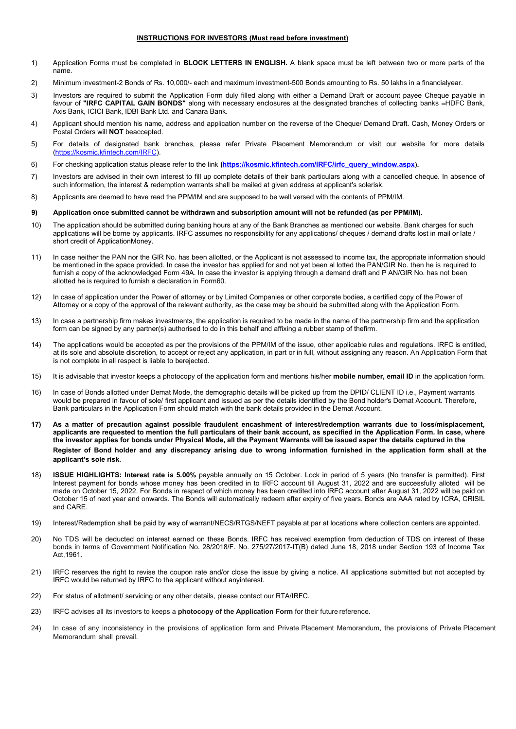## INSTRUCTIONS FOR INVESTORS (Must read before investment)

1) Application Forms must be completed in **BLOCK LETTERS IN ENGLISH.** A blank space must be left between two or more parts of the name.

2) Minimum investment-2 Bonds of Rs. 10,000/- each and maximum investment-500 Bonds amounting to Rs. 50 lakhs in a financialyear.

3) Investors are required to submit the Application Form duly filled along with either a Demand Draft or account payee Cheque payable in favour of **"IRFC CAPITAL GAIN BONDS"** along with necessary enclosures at the designated branches of collecting banks –HDFC Bank, Axis Bank, ICICI Bank, IDBI Bank Ltd. and Canara Bank.

4) Applicant should mention his name, address and application number on the reverse of the Cheque/ Demand Draft. Cash, Money Orders or Postal Orders will **NOT** beaccepted.

5) For details of designated bank branches, please refer Private Placement Memorandum or visit our website for more details (https://kosmic.kfintech.com/IRFC).

6) For checking application status please refer to the link **(https://kosmic.kfintech.com/IRFC/irfc_query_window.aspx).**

7) Investors are advised in their own interest to fill up complete details of their bank particulars along with a cancelled cheque. In absence of such information, the interest & redemption warrants shall be mailed at given address at applicant's solerisk.

8) Applicants are deemed to have read the PPM/IM and are supposed to be well versed with the contents of PPM/IM.

**9) Application once submitted cannot be withdrawn and subscription amount will not be refunded (as per PPM/IM).**

10) The application should be submitted during banking hours at any of the Bank Branches as mentioned our website. Bank charges for such applications will be borne by applicants. IRFC assumes no responsibility for any applications/ cheques / demand drafts lost in mail or late / short credit of ApplicationMoney.

11) In case neither the PAN nor the GIR No. has been allotted, or the Applicant is not assessed to income tax, the appropriate information should be mentioned in the space provided. In case the investor has applied for and not yet been al lotted the PAN/GIR No. then he is required to furnish a copy of the acknowledged Form 49A. In case the investor is applying through a demand draft and P AN/GIR No. has not been allotted he is required to furnish a declaration in Form60.

12) In case of application under the Power of attorney or by Limited Companies or other corporate bodies, a certified copy of the Power of Attorney or a copy of the approval of the relevant authority, as the case may be should be submitted along with the Application Form.

13) In case a partnership firm makes investments, the application is required to be made in the name of the partnership firm and the application form can be signed by any partner(s) authorised to do in this behalf and affixing a rubber stamp of thefirm.

14) The applications would be accepted as per the provisions of the PPM/IM of the issue, other applicable rules and regulations. IRFC is entitled, at its sole and absolute discretion, to accept or reject any application, in part or in full, without assigning any reason. An Application Form that is not complete in all respect is liable to berejected.

15) It is advisable that investor keeps a photocopy of the application form and mentions his/her **mobile number, email ID** in the application form.

16) In case of Bonds allotted under Demat Mode, the demographic details will be picked up from the DPID/ CLIENT ID i.e., Payment warrants would be prepared in favour of sole/ first applicant and issued as per the details identified by the Bond holder's Demat Account. Therefore, Bank particulars in the Application Form should match with the bank details provided in the Demat Account.

**17) As a matter of precaution against possible fraudulent encashment of interest/redemption warrants due to loss/misplacement, applicants are requested to mention the full particulars of their bank account, as specified in the Application Form. In case, where the investor applies for bonds under Physical Mode, all the Payment Warrants will be issued asper the details captured in the Register of Bond holder and any discrepancy arising due to wrong information furnished in the application form shall at the applicant's sole risk.**

18) **ISSUE HIGHLIGHTS: Interest rate is 5.00%** payable annually on 15 October. Lock in period of 5 years (No transfer is permitted). First Interest payment for bonds whose money has been credited in to IRFC account till August 31, 2022 and are successfully alloted will be made on October 15, 2022. For Bonds in respect of which money has been credited into IRFC account after August 31, 2022 will be paid on October 15 of next year and onwards. The Bonds will automatically redeem after expiry of five years. Bonds are AAA rated by ICRA, CRISIL and CARE.

19) Interest/Redemption shall be paid by way of warrant/NECS/RTGS/NEFT payable at par at locations where collection centers are appointed.

20) No TDS will be deducted on interest earned on these Bonds. IRFC has received exemption from deduction of TDS on interest of these bonds in terms of Government Notification No. 28/2018/F. No. 275/27/2017-IT(B) dated June 18, 2018 under Section 193 of Income Tax Act,1961.

21) IRFC reserves the right to revise the coupon rate and/or close the issue by giving a notice. All applications submitted but not accepted by IRFC would be returned by IRFC to the applicant without anyinterest.

22) For status of allotment/ servicing or any other details, please contact our RTA/IRFC.

23) IRFC advises all its investors to keeps a **photocopy of the Application Form** for their future reference.

24) In case of any inconsistency in the provisions of application form and Private Placement Memorandum, the provisions of Private Placement Memorandum shall prevail.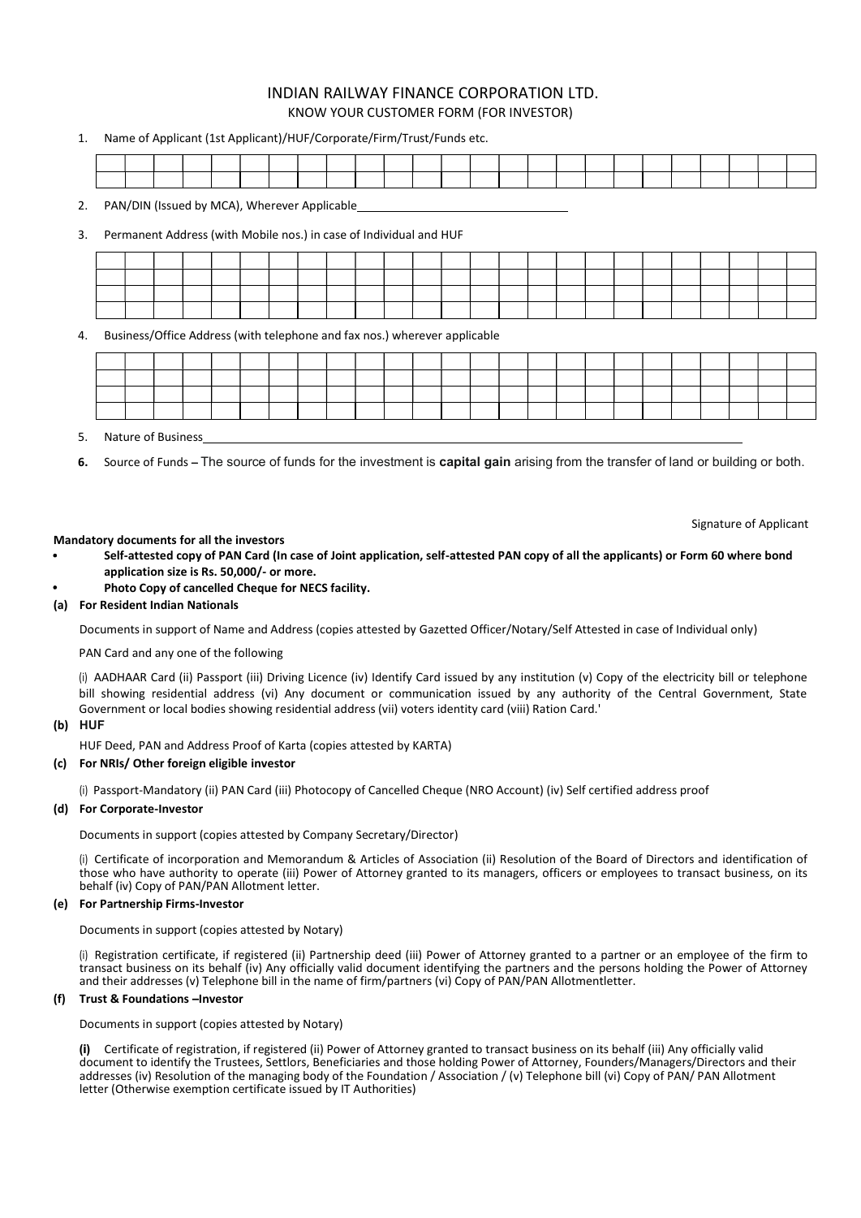# INDIAN RAILWAY FINANCE CORPORATION LTD.

## KNOW YOUR CUSTOMER FORM (FOR INVESTOR)

1. Name of Applicant (1st Applicant)/HUF/Corporate/Firm/Trust/Funds etc.

| | | | | | | | | | | | | | | | | | | | | | | | | |
|---|---|---|---|---|---|---|---|---|---|---|---|---|---|---|---|---|---|---|---|---|---|---|---|---|
| | | | | | | | | | | | | | | | | | | | | | | | | |
| | | | | | | | | | | | | | | | | | | | | | | | | |

2. PAN/DIN (Issued by MCA), Wherever Applicable\_\_\_\_\_\_\_\_\_\_\_\_\_\_\_\_\_\_\_\_\_\_\_\_\_\_\_\_\_\_

3. Permanent Address (with Mobile nos.) in case of Individual and HUF

| | | | | | | | | | | | | | | | | | | | | | | | | |
|---|---|---|---|---|---|---|---|---|---|---|---|---|---|---|---|---|---|---|---|---|---|---|---|---|
| | | | | | | | | | | | | | | | | | | | | | | | | |
| | | | | | | | | | | | | | | | | | | | | | | | | |
| | | | | | | | | | | | | | | | | | | | | | | | | |
| | | | | | | | | | | | | | | | | | | | | | | | | |

4. Business/Office Address (with telephone and fax nos.) wherever applicable

| | | | | | | | | | | | | | | | | | | | | | | | | |
|---|---|---|---|---|---|---|---|---|---|---|---|---|---|---|---|---|---|---|---|---|---|---|---|---|
| | | | | | | | | | | | | | | | | | | | | | | | | |
| | | | | | | | | | | | | | | | | | | | | | | | | |
| | | | | | | | | | | | | | | | | | | | | | | | | |
| | | | | | | | | | | | | | | | | | | | | | | | | |

5. Nature of Business\_\_\_\_\_\_\_\_\_\_\_\_\_\_\_\_\_\_\_\_\_\_\_\_\_\_\_\_\_\_\_\_\_\_\_\_\_\_\_\_\_\_\_\_\_\_\_\_\_\_\_\_\_\_\_\_\_\_\_\_\_\_\_\_\_\_

6. Source of Funds – The source of funds for the investment is **capital gain** arising from the transfer of land or building or both.

Signature of Applicant

**Mandatory documents for all the investors**

- **Self-attested copy of PAN Card (In case of Joint application, self-attested PAN copy of all the applicants) or Form 60 where bond application size is Rs. 50,000/- or more.**
- **Photo Copy of cancelled Cheque for NECS facility.**

**(a) For Resident Indian Nationals**

Documents in support of Name and Address (copies attested by Gazetted Officer/Notary/Self Attested in case of Individual only)

PAN Card and any one of the following

(i) AADHAAR Card (ii) Passport (iii) Driving Licence (iv) Identify Card issued by any institution (v) Copy of the electricity bill or telephone bill showing residential address (vi) Any document or communication issued by any authority of the Central Government, State Government or local bodies showing residential address (vii) voters identity card (viii) Ration Card.'

**(b) HUF**

HUF Deed, PAN and Address Proof of Karta (copies attested by KARTA)

**(c) For NRIs/ Other foreign eligible investor**

(i) Passport-Mandatory (ii) PAN Card (iii) Photocopy of Cancelled Cheque (NRO Account) (iv) Self certified address proof

**(d) For Corporate-Investor**

Documents in support (copies attested by Company Secretary/Director)

(i) Certificate of incorporation and Memorandum & Articles of Association (ii) Resolution of the Board of Directors and identification of those who have authority to operate (iii) Power of Attorney granted to its managers, officers or employees to transact business, on its behalf (iv) Copy of PAN/PAN Allotment letter.

**(e) For Partnership Firms-Investor**

Documents in support (copies attested by Notary)

(i) Registration certificate, if registered (ii) Partnership deed (iii) Power of Attorney granted to a partner or an employee of the firm to transact business on its behalf (iv) Any officially valid document identifying the partners and the persons holding the Power of Attorney and their addresses (v) Telephone bill in the name of firm/partners (vi) Copy of PAN/PAN Allotmentletter.

**(f) Trust & Foundations –Investor**

Documents in support (copies attested by Notary)

**(i)** Certificate of registration, if registered (ii) Power of Attorney granted to transact business on its behalf (iii) Any officially valid document to identify the Trustees, Settlors, Beneficiaries and those holding Power of Attorney, Founders/Managers/Directors and their addresses (iv) Resolution of the managing body of the Foundation / Association / (v) Telephone bill (vi) Copy of PAN/ PAN Allotment letter (Otherwise exemption certificate issued by IT Authorities)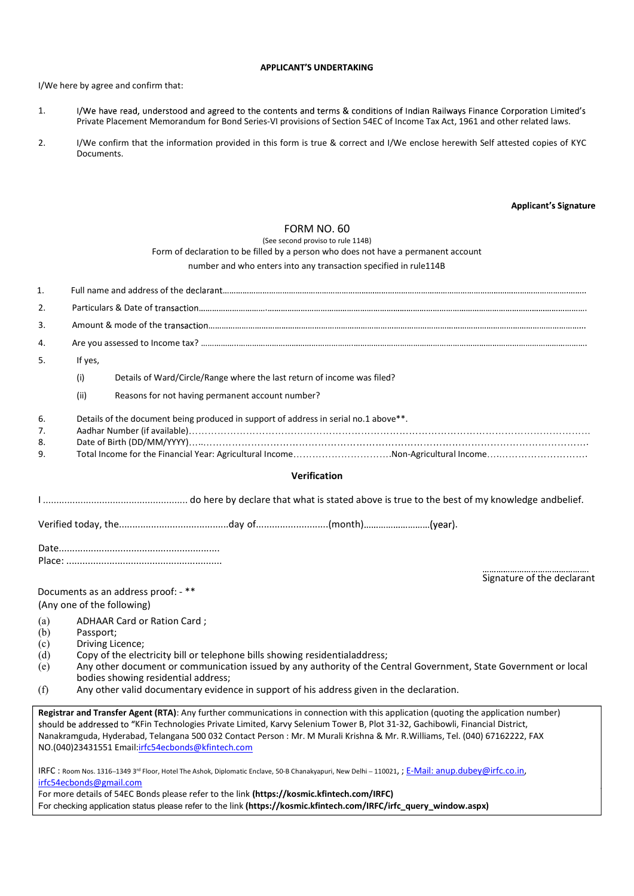**APPLICANT'S UNDERTAKING**

I/We here by agree and confirm that:

1. I/We have read, understood and agreed to the contents and terms & conditions of Indian Railways Finance Corporation Limited's Private Placement Memorandum for Bond Series-VI provisions of Section 54EC of Income Tax Act, 1961 and other related laws.

2. I/We confirm that the information provided in this form is true & correct and I/We enclose herewith Self attested copies of KYC Documents.

**Applicant's Signature**

FORM NO. 60

(See second proviso to rule 114B)

Form of declaration to be filled by a person who does not have a permanent account number and who enters into any transaction specified in rule114B

1. Full name and address of the declarant.................................................................................................................................................................
2. Particulars & Date of transaction.......................................................................................................................................................................
3. Amount & mode of the transaction......................................................................................................................................................................
4. Are you assessed to Income tax? ........................................................................................................................................................................
5. If yes,
   (i) Details of Ward/Circle/Range where the last return of income was filed?
   (ii) Reasons for not having permanent account number?
6. Details of the document being produced in support of address in serial no.1 above**.
7. Aadhar Number (if available)...............................................................................................................................
8. Date of Birth (DD/MM/YYYY)...............................................................................................................................
9. Total Income for the Financial Year: Agricultural Income..............................Non-Agricultural Income...............................

**Verification**

I ...................................................... do here by declare that what is stated above is true to the best of my knowledge andbelief.

Verified today, the.........................................day of...........................(month)..........................(year).

Date...........................................................

Place: .........................................................

............................................

Signature of the declarant

Documents as an address proof: - **

(Any one of the following)

(a) ADHAAR Card or Ration Card ;
(b) Passport;
(c) Driving Licence;
(d) Copy of the electricity bill or telephone bills showing residentialaddress;
(e) Any other document or communication issued by any authority of the Central Government, State Government or local bodies showing residential address;
(f) Any other valid documentary evidence in support of his address given in the declaration.

**Registrar and Transfer Agent (RTA)**: Any further communications in connection with this application (quoting the application number) should be addressed to "KFin Technologies Private Limited, Karvy Selenium Tower B, Plot 31-32, Gachibowli, Financial District, Nanakramguda, Hyderabad, Telangana 500 032 Contact Person : Mr. M Murali Krishna & Mr. R.Williams, Tel. (040) 67162222, FAX NO.(040)23431551 Email:irfc54ecbonds@kfintech.com

IRFC : Room Nos. 1316–1349 3rd Floor, Hotel The Ashok, Diplomatic Enclave, 50-B Chanakyapuri, New Delhi – 110021, ; E-Mail: anup.dubey@irfc.co.in, irfc54ecbonds@gmail.com

For more details of 54EC Bonds please refer to the link **(https://kosmic.kfintech.com/IRFC)**

For checking application status please refer to the link **(https://kosmic.kfintech.com/IRFC/irfc_query_window.aspx)**